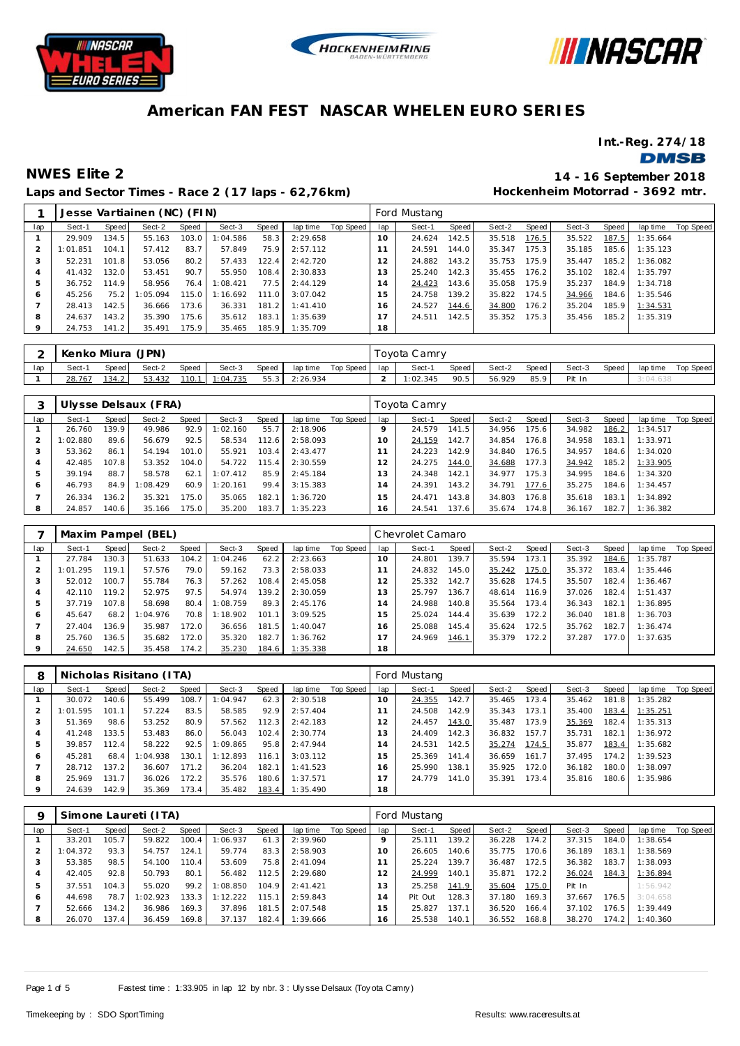# American FAN FEST NASCAR WHELEN EURO SERIES

**Int.-Reg. 274/18**

**DMSB**

## NWES Elite 2

**14 - 16 September 2018**

**Laps and Sector Times - Race 2 (17 laps - 62,76km)**

**Hockenheim Motorrad - 3692 mtr.**

| 1 | Jesse Vartiainen (NC) (FIN) | | | | | | | | Ford Mustang | | | | | | | | | |
|---|---|---|---|---|---|---|---|---|---|---|---|---|---|---|---|---|---|---|
| lap | Sect-1 | Speed | Sect-2 | Speed | Sect-3 | Speed | lap time | Top Speed | lap | Sect-1 | Speed | Sect-2 | Speed | Sect-3 | Speed | lap time | Top Speed |
| 1 | 29.909 | 134.5 | 55.163 | 103.0 | 1:04.586 | 58.3 | 2:29.658 | | 10 | 24.624 | 142.5 | 35.518 | 176.5 | 35.522 | 187.5 | 1:35.664 | |
| 2 | 1:01.851 | 104.1 | 57.412 | 83.7 | 57.849 | 75.9 | 2:57.112 | | 11 | 24.591 | 144.0 | 35.347 | 175.3 | 35.185 | 185.6 | 1:35.123 | |
| 3 | 52.231 | 101.8 | 53.056 | 80.2 | 57.433 | 122.4 | 2:42.720 | | 12 | 24.882 | 143.2 | 35.753 | 175.9 | 35.447 | 185.2 | 1:36.082 | |
| 4 | 41.432 | 132.0 | 53.451 | 90.7 | 55.950 | 108.4 | 2:30.833 | | 13 | 25.240 | 142.3 | 35.455 | 176.2 | 35.102 | 182.4 | 1:35.797 | |
| 5 | 36.752 | 114.9 | 58.956 | 76.4 | 1:08.421 | 77.5 | 2:44.129 | | 14 | 24.423 | 143.6 | 35.058 | 175.9 | 35.237 | 184.9 | 1:34.718 | |
| 6 | 45.256 | 75.2 | 1:05.094 | 115.0 | 1:16.692 | 111.0 | 3:07.042 | | 15 | 24.758 | 139.2 | 35.822 | 174.5 | 34.966 | 184.6 | 1:35.546 | |
| 7 | 28.413 | 142.5 | 36.666 | 173.6 | 36.331 | 181.2 | 1:41.410 | | 16 | 24.527 | 144.6 | 34.800 | 176.2 | 35.204 | 185.9 | 1:34.531 | |
| 8 | 24.637 | 143.2 | 35.390 | 175.6 | 35.612 | 183.1 | 1:35.639 | | 17 | 24.511 | 142.5 | 35.352 | 175.3 | 35.456 | 185.2 | 1:35.319 | |
| 9 | 24.753 | 141.2 | 35.491 | 175.9 | 35.465 | 185.9 | 1:35.709 | | 18 | | | | | | | | |

| 2 | Kenko Miura (JPN) | | | | | | | | Toyota Camry | | | | | | | | | |
|---|---|---|---|---|---|---|---|---|---|---|---|---|---|---|---|---|---|---|
| lap | Sect-1 | Speed | Sect-2 | Speed | Sect-3 | Speed | lap time | Top Speed | lap | Sect-1 | Speed | Sect-2 | Speed | Sect-3 | Speed | lap time | Top Speed |
| 1 | 28.767 | 134.2 | 53.432 | 110.1 | 1:04.735 | 55.3 | 2:26.934 | | 2 | 1:02.345 | 90.5 | 56.929 | 85.9 | Pit In | | 3:04.638 | |

| 3 | Ulysse Delsaux (FRA) | | | | | | | | Toyota Camry | | | | | | | | | |
|---|---|---|---|---|---|---|---|---|---|---|---|---|---|---|---|---|---|---|
| lap | Sect-1 | Speed | Sect-2 | Speed | Sect-3 | Speed | lap time | Top Speed | lap | Sect-1 | Speed | Sect-2 | Speed | Sect-3 | Speed | lap time | Top Speed |
| 1 | 26.760 | 139.9 | 49.986 | 92.9 | 1:02.160 | 55.7 | 2:18.906 | | 9 | 24.579 | 141.5 | 34.956 | 175.6 | 34.982 | 186.2 | 1:34.517 | |
| 2 | 1:02.880 | 89.6 | 56.679 | 92.5 | 58.534 | 112.6 | 2:58.093 | | 10 | 24.159 | 142.7 | 34.854 | 176.8 | 34.958 | 183.1 | 1:33.971 | |
| 3 | 53.362 | 86.1 | 54.194 | 101.0 | 55.921 | 103.4 | 2:43.477 | | 11 | 24.223 | 142.9 | 34.840 | 176.5 | 34.957 | 184.6 | 1:34.020 | |
| 4 | 42.485 | 107.8 | 53.352 | 104.0 | 54.722 | 115.4 | 2:30.559 | | 12 | 24.275 | 144.0 | 34.688 | 177.3 | 34.942 | 185.2 | 1:33.905 | |
| 5 | 39.194 | 88.7 | 58.578 | 62.1 | 1:07.412 | 85.9 | 2:45.184 | | 13 | 24.348 | 142.1 | 34.977 | 175.3 | 34.995 | 184.6 | 1:34.320 | |
| 6 | 46.793 | 84.9 | 1:08.429 | 60.9 | 1:20.161 | 99.4 | 3:15.383 | | 14 | 24.391 | 143.2 | 34.791 | 177.6 | 35.275 | 184.6 | 1:34.457 | |
| 7 | 26.334 | 136.2 | 35.321 | 175.0 | 35.065 | 182.1 | 1:36.720 | | 15 | 24.471 | 143.8 | 34.803 | 176.8 | 35.618 | 183.1 | 1:34.892 | |
| 8 | 24.857 | 140.6 | 35.166 | 175.0 | 35.200 | 183.7 | 1:35.223 | | 16 | 24.541 | 137.6 | 35.674 | 174.8 | 36.167 | 182.7 | 1:36.382 | |

| 7 | Maxim Pampel (BEL) | | | | | | | | Chevrolet Camaro | | | | | | | | | |
|---|---|---|---|---|---|---|---|---|---|---|---|---|---|---|---|---|---|---|
| lap | Sect-1 | Speed | Sect-2 | Speed | Sect-3 | Speed | lap time | Top Speed | lap | Sect-1 | Speed | Sect-2 | Speed | Sect-3 | Speed | lap time | Top Speed |
| 1 | 27.784 | 130.3 | 51.633 | 104.2 | 1:04.246 | 62.2 | 2:23.663 | | 10 | 24.801 | 139.7 | 35.594 | 173.1 | 35.392 | 184.6 | 1:35.787 | |
| 2 | 1:01.295 | 119.1 | 57.576 | 79.0 | 59.162 | 73.3 | 2:58.033 | | 11 | 24.832 | 145.0 | 35.242 | 175.0 | 35.372 | 183.4 | 1:35.446 | |
| 3 | 52.012 | 100.7 | 55.784 | 76.3 | 57.262 | 108.4 | 2:45.058 | | 12 | 25.332 | 142.7 | 35.628 | 174.5 | 35.507 | 182.4 | 1:36.467 | |
| 4 | 42.110 | 119.2 | 52.975 | 97.5 | 54.974 | 139.2 | 2:30.059 | | 13 | 25.797 | 136.7 | 48.614 | 116.9 | 37.026 | 182.4 | 1:51.437 | |
| 5 | 37.719 | 107.8 | 58.698 | 80.4 | 1:08.759 | 89.3 | 2:45.176 | | 14 | 24.988 | 140.8 | 35.564 | 173.4 | 36.343 | 182.1 | 1:36.895 | |
| 6 | 45.647 | 68.2 | 1:04.976 | 70.8 | 1:18.902 | 101.1 | 3:09.525 | | 15 | 25.024 | 144.4 | 35.639 | 172.2 | 36.040 | 181.8 | 1:36.703 | |
| 7 | 27.404 | 136.9 | 35.987 | 172.0 | 36.656 | 181.5 | 1:40.047 | | 16 | 25.088 | 145.4 | 35.624 | 172.5 | 35.762 | 182.7 | 1:36.474 | |
| 8 | 25.760 | 136.5 | 35.682 | 172.0 | 35.320 | 182.7 | 1:36.762 | | 17 | 24.969 | 146.1 | 35.379 | 172.2 | 37.287 | 177.0 | 1:37.635 | |
| 9 | 24.650 | 142.5 | 35.458 | 174.2 | 35.230 | 184.6 | 1:35.338 | | 18 | | | | | | | | |

| 8 | Nicholas Risitano (ITA) | | | | | | | | Ford Mustang | | | | | | | | | |
|---|---|---|---|---|---|---|---|---|---|---|---|---|---|---|---|---|---|---|
| lap | Sect-1 | Speed | Sect-2 | Speed | Sect-3 | Speed | lap time | Top Speed | lap | Sect-1 | Speed | Sect-2 | Speed | Sect-3 | Speed | lap time | Top Speed |
| 1 | 30.072 | 140.6 | 55.499 | 108.7 | 1:04.947 | 62.3 | 2:30.518 | | 10 | 24.355 | 142.7 | 35.465 | 173.4 | 35.462 | 181.8 | 1:35.282 | |
| 2 | 1:01.595 | 101.1 | 57.224 | 83.5 | 58.585 | 92.9 | 2:57.404 | | 11 | 24.508 | 142.9 | 35.343 | 173.1 | 35.400 | 183.4 | 1:35.251 | |
| 3 | 51.369 | 98.6 | 53.252 | 80.9 | 57.562 | 112.3 | 2:42.183 | | 12 | 24.457 | 143.0 | 35.487 | 173.9 | 35.369 | 182.4 | 1:35.313 | |
| 4 | 41.248 | 133.5 | 53.483 | 86.0 | 56.043 | 102.4 | 2:30.774 | | 13 | 24.409 | 142.3 | 36.832 | 157.7 | 35.731 | 182.1 | 1:36.972 | |
| 5 | 39.857 | 112.4 | 58.222 | 92.5 | 1:09.865 | 95.8 | 2:47.944 | | 14 | 24.531 | 142.5 | 35.274 | 174.5 | 35.877 | 183.4 | 1:35.682 | |
| 6 | 45.281 | 68.4 | 1:04.938 | 130.1 | 1:12.893 | 116.1 | 3:03.112 | | 15 | 25.369 | 141.4 | 36.659 | 161.7 | 37.495 | 174.2 | 1:39.523 | |
| 7 | 28.712 | 137.2 | 36.607 | 171.2 | 36.204 | 182.1 | 1:41.523 | | 16 | 25.990 | 138.1 | 35.925 | 172.0 | 36.182 | 180.0 | 1:38.097 | |
| 8 | 25.969 | 131.7 | 36.026 | 172.2 | 35.576 | 180.6 | 1:37.571 | | 17 | 24.779 | 141.0 | 35.391 | 173.4 | 35.816 | 180.6 | 1:35.986 | |
| 9 | 24.639 | 142.9 | 35.369 | 173.4 | 35.482 | 183.4 | 1:35.490 | | 18 | | | | | | | | |

| 9 | Simone Laureti (ITA) | | | | | | | | Ford Mustang | | | | | | | | | |
|---|---|---|---|---|---|---|---|---|---|---|---|---|---|---|---|---|---|---|
| lap | Sect-1 | Speed | Sect-2 | Speed | Sect-3 | Speed | lap time | Top Speed | lap | Sect-1 | Speed | Sect-2 | Speed | Sect-3 | Speed | lap time | Top Speed |
| 1 | 33.201 | 105.7 | 59.822 | 100.4 | 1:06.937 | 61.3 | 2:39.960 | | 9 | 25.111 | 139.2 | 36.228 | 174.2 | 37.315 | 184.0 | 1:38.654 | |
| 2 | 1:04.372 | 93.3 | 54.757 | 124.1 | 59.774 | 83.3 | 2:58.903 | | 10 | 26.605 | 140.6 | 35.775 | 170.6 | 36.189 | 183.1 | 1:38.569 | |
| 3 | 53.385 | 98.5 | 54.100 | 110.4 | 53.609 | 75.8 | 2:41.094 | | 11 | 25.224 | 139.7 | 36.487 | 172.5 | 36.382 | 183.7 | 1:38.093 | |
| 4 | 42.405 | 92.8 | 50.793 | 80.1 | 56.482 | 112.5 | 2:29.680 | | 12 | 24.999 | 140.1 | 35.871 | 172.2 | 36.024 | 184.3 | 1:36.894 | |
| 5 | 37.551 | 104.3 | 55.020 | 99.2 | 1:08.850 | 104.9 | 2:41.421 | | 13 | 25.258 | 141.9 | 35.604 | 175.0 | Pit In | | 1:56.942 | |
| 6 | 44.698 | 78.7 | 1:02.923 | 133.3 | 1:12.222 | 115.1 | 2:59.843 | | 14 | Pit Out | 128.3 | 37.180 | 169.3 | 37.667 | 176.5 | 3:04.658 | |
| 7 | 52.666 | 134.2 | 36.986 | 169.3 | 37.896 | 181.5 | 2:07.548 | | 15 | 25.827 | 137.1 | 36.520 | 166.4 | 37.102 | 176.5 | 1:39.449 | |
| 8 | 26.070 | 137.4 | 36.459 | 169.8 | 37.137 | 182.4 | 1:39.666 | | 16 | 25.538 | 140.1 | 36.552 | 168.8 | 38.270 | 174.2 | 1:40.360 | |

Fastest time : 1:33.905 in lap 12 by nbr. 3 : Ulysse Delsaux (Toyota Camry)

Timekeeping by : SDO SportTiming

Results: www.raceresults.at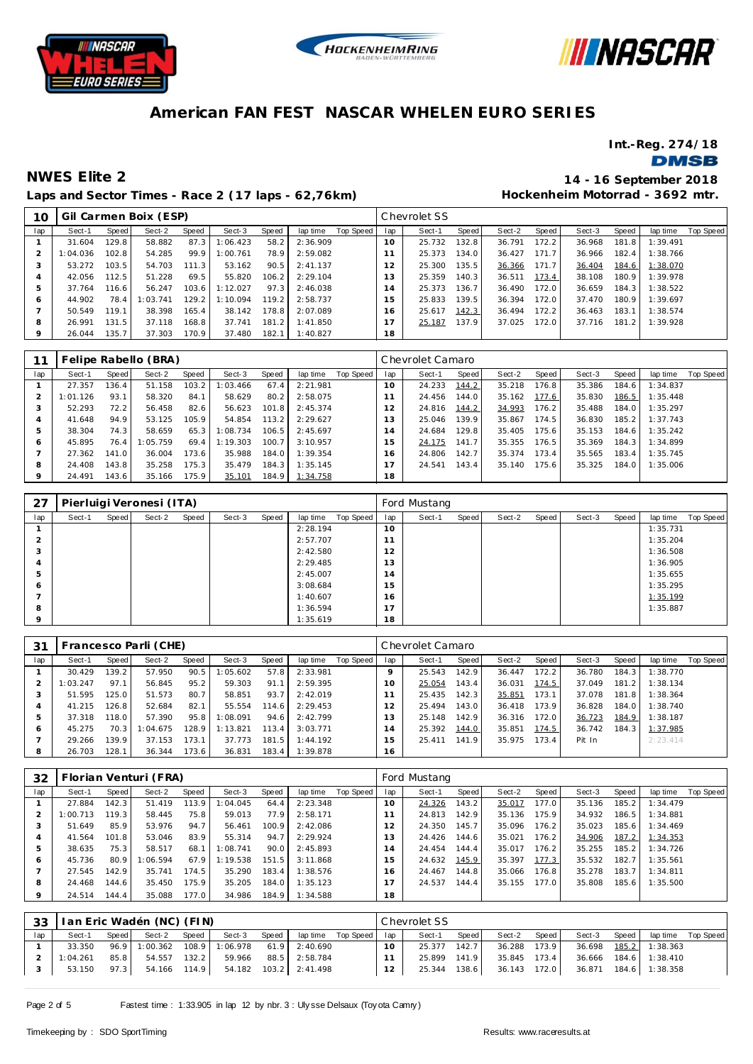# American FAN FEST NASCAR WHELEN EURO SERIES

Int.-Reg. 274/18

## NWES Elite 2

**Laps and Sector Times - Race 2 (17 laps - 62,76km)**

14 - 16 September 2018
Hockenheim Motorrad - 3692 mtr.

| 10 | Gil Carmen Boix (ESP) | | | | | | | | | Chevrolet SS | | | | | | | | |
|---|---|---|---|---|---|---|---|---|---|---|---|---|---|---|---|---|---|---|
| lap | Sect-1 | Speed | Sect-2 | Speed | Sect-3 | Speed | lap time | Top Speed | lap | Sect-1 | Speed | Sect-2 | Speed | Sect-3 | Speed | lap time | Top Speed |
| 1 | 31.604 | 129.8 | 58.882 | 87.3 | 1:06.423 | 58.2 | 2:36.909 | | 10 | 25.732 | 132.8 | 36.791 | 172.2 | 36.968 | 181.8 | 1:39.491 | |
| 2 | 1:04.036 | 102.8 | 54.285 | 99.9 | 1:00.761 | 78.9 | 2:59.082 | | 11 | 25.373 | 134.0 | 36.427 | 171.7 | 36.966 | 182.4 | 1:38.766 | |
| 3 | 53.272 | 103.5 | 54.703 | 111.3 | 53.162 | 90.5 | 2:41.137 | | 12 | 25.300 | 135.5 | 36.366 | 171.7 | 36.404 | 184.6 | 1:38.070 | |
| 4 | 42.056 | 112.5 | 51.228 | 69.5 | 55.820 | 106.2 | 2:29.104 | | 13 | 25.359 | 140.3 | 36.511 | 173.4 | 38.108 | 180.9 | 1:39.978 | |
| 5 | 37.764 | 116.6 | 56.247 | 103.6 | 1:12.027 | 97.3 | 2:46.038 | | 14 | 25.373 | 136.7 | 36.490 | 172.0 | 36.659 | 184.3 | 1:38.522 | |
| 6 | 44.902 | 78.4 | 1:03.741 | 129.2 | 1:10.094 | 119.2 | 2:58.737 | | 15 | 25.833 | 139.5 | 36.394 | 172.0 | 37.470 | 180.9 | 1:39.697 | |
| 7 | 50.549 | 119.1 | 38.398 | 165.4 | 38.142 | 178.8 | 2:07.089 | | 16 | 25.617 | 142.3 | 36.494 | 172.2 | 36.463 | 183.1 | 1:38.574 | |
| 8 | 26.991 | 131.5 | 37.118 | 168.8 | 37.741 | 181.2 | 1:41.850 | | 17 | 25.187 | 137.9 | 37.025 | 172.0 | 37.716 | 181.2 | 1:39.928 | |
| 9 | 26.044 | 135.7 | 37.303 | 170.9 | 37.480 | 182.1 | 1:40.827 | | 18 | | | | | | | | |

| 11 | Felipe Rabello (BRA) | | | | | | | | | Chevrolet Camaro | | | | | | | | |
|---|---|---|---|---|---|---|---|---|---|---|---|---|---|---|---|---|---|---|
| lap | Sect-1 | Speed | Sect-2 | Speed | Sect-3 | Speed | lap time | Top Speed | lap | Sect-1 | Speed | Sect-2 | Speed | Sect-3 | Speed | lap time | Top Speed |
| 1 | 27.357 | 136.4 | 51.158 | 103.2 | 1:03.466 | 67.4 | 2:21.981 | | 10 | 24.233 | 144.2 | 35.218 | 176.8 | 35.386 | 184.6 | 1:34.837 | |
| 2 | 1:01.126 | 93.1 | 58.320 | 84.1 | 58.629 | 80.2 | 2:58.075 | | 11 | 24.456 | 144.0 | 35.162 | 177.6 | 35.830 | 186.5 | 1:35.448 | |
| 3 | 52.293 | 72.2 | 56.458 | 82.6 | 56.623 | 101.8 | 2:45.374 | | 12 | 24.816 | 144.2 | 34.993 | 176.2 | 35.488 | 184.0 | 1:35.297 | |
| 4 | 41.648 | 94.9 | 53.125 | 105.9 | 54.854 | 113.2 | 2:29.627 | | 13 | 25.046 | 139.9 | 35.867 | 174.5 | 36.830 | 185.2 | 1:37.743 | |
| 5 | 38.304 | 74.3 | 58.659 | 65.3 | 1:08.734 | 106.5 | 2:45.697 | | 14 | 24.684 | 129.8 | 35.405 | 175.6 | 35.153 | 184.6 | 1:35.242 | |
| 6 | 45.895 | 76.4 | 1:05.759 | 69.4 | 1:19.303 | 100.7 | 3:10.957 | | 15 | 24.175 | 141.7 | 35.355 | 176.5 | 35.369 | 184.3 | 1:34.899 | |
| 7 | 27.362 | 141.0 | 36.004 | 173.6 | 35.988 | 184.0 | 1:39.354 | | 16 | 24.806 | 142.7 | 35.374 | 173.4 | 35.565 | 183.4 | 1:35.745 | |
| 8 | 24.408 | 143.8 | 35.258 | 175.3 | 35.479 | 184.3 | 1:35.145 | | 17 | 24.541 | 143.4 | 35.140 | 175.6 | 35.325 | 184.0 | 1:35.006 | |
| 9 | 24.491 | 143.6 | 35.166 | 175.9 | 35.101 | 184.9 | 1:34.758 | | 18 | | | | | | | | |

| 27 | Pierluigi Veronesi (ITA) | | | | | | | | | Ford Mustang | | | | | | | | |
|---|---|---|---|---|---|---|---|---|---|---|---|---|---|---|---|---|---|---|
| lap | Sect-1 | Speed | Sect-2 | Speed | Sect-3 | Speed | lap time | Top Speed | lap | Sect-1 | Speed | Sect-2 | Speed | Sect-3 | Speed | lap time | Top Speed |
| 1 | | | | | | | 2:28.194 | | 10 | | | | | | | 1:35.731 | |
| 2 | | | | | | | 2:57.707 | | 11 | | | | | | | 1:35.204 | |
| 3 | | | | | | | 2:42.580 | | 12 | | | | | | | 1:36.508 | |
| 4 | | | | | | | 2:29.485 | | 13 | | | | | | | 1:36.905 | |
| 5 | | | | | | | 2:45.007 | | 14 | | | | | | | 1:35.655 | |
| 6 | | | | | | | 3:08.684 | | 15 | | | | | | | 1:35.295 | |
| 7 | | | | | | | 1:40.607 | | 16 | | | | | | | 1:35.199 | |
| 8 | | | | | | | 1:36.594 | | 17 | | | | | | | 1:35.887 | |
| 9 | | | | | | | 1:35.619 | | 18 | | | | | | | | |

| 31 | Francesco Parli (CHE) | | | | | | | | | Chevrolet Camaro | | | | | | | | |
|---|---|---|---|---|---|---|---|---|---|---|---|---|---|---|---|---|---|---|
| lap | Sect-1 | Speed | Sect-2 | Speed | Sect-3 | Speed | lap time | Top Speed | lap | Sect-1 | Speed | Sect-2 | Speed | Sect-3 | Speed | lap time | Top Speed |
| 1 | 30.429 | 139.2 | 57.950 | 90.5 | 1:05.602 | 57.8 | 2:33.981 | | 9 | 25.543 | 142.9 | 36.447 | 172.2 | 36.780 | 184.3 | 1:38.770 | |
| 2 | 1:03.247 | 97.1 | 56.845 | 95.2 | 59.303 | 91.1 | 2:59.395 | | 10 | 25.054 | 143.4 | 36.031 | 174.5 | 37.049 | 181.2 | 1:38.134 | |
| 3 | 51.595 | 125.0 | 51.573 | 80.7 | 58.851 | 93.7 | 2:42.019 | | 11 | 25.435 | 142.3 | 35.851 | 173.1 | 37.078 | 181.8 | 1:38.364 | |
| 4 | 41.215 | 126.8 | 52.684 | 82.1 | 55.554 | 114.6 | 2:29.453 | | 12 | 25.494 | 143.0 | 36.418 | 173.9 | 36.828 | 184.0 | 1:38.740 | |
| 5 | 37.318 | 118.0 | 57.390 | 95.8 | 1:08.091 | 94.6 | 2:42.799 | | 13 | 25.148 | 142.9 | 36.316 | 172.0 | 36.723 | 184.9 | 1:38.187 | |
| 6 | 45.275 | 70.3 | 1:04.675 | 128.9 | 1:13.821 | 113.4 | 3:03.771 | | 14 | 25.392 | 144.0 | 35.851 | 174.5 | 36.742 | 184.3 | 1:37.985 | |
| 7 | 29.266 | 139.9 | 37.153 | 173.1 | 37.773 | 181.5 | 1:44.192 | | 15 | 25.411 | 141.9 | 35.975 | 173.4 | Pit In | | 2:23.414 | |
| 8 | 26.703 | 128.1 | 36.344 | 173.6 | 36.831 | 183.4 | 1:39.878 | | 16 | | | | | | | | |

| 32 | Florian Venturi (FRA) | | | | | | | | | Ford Mustang | | | | | | | | |
|---|---|---|---|---|---|---|---|---|---|---|---|---|---|---|---|---|---|---|
| lap | Sect-1 | Speed | Sect-2 | Speed | Sect-3 | Speed | lap time | Top Speed | lap | Sect-1 | Speed | Sect-2 | Speed | Sect-3 | Speed | lap time | Top Speed |
| 1 | 27.884 | 142.3 | 51.419 | 113.9 | 1:04.045 | 64.4 | 2:23.348 | | 10 | 24.326 | 143.2 | 35.017 | 177.0 | 35.136 | 185.2 | 1:34.479 | |
| 2 | 1:00.713 | 119.3 | 58.445 | 75.8 | 59.013 | 77.9 | 2:58.171 | | 11 | 24.813 | 142.9 | 35.136 | 175.9 | 34.932 | 186.5 | 1:34.881 | |
| 3 | 51.649 | 85.9 | 53.976 | 94.7 | 56.461 | 100.9 | 2:42.086 | | 12 | 24.350 | 145.7 | 35.096 | 176.2 | 35.023 | 185.6 | 1:34.469 | |
| 4 | 41.564 | 101.8 | 53.046 | 83.9 | 55.314 | 94.7 | 2:29.924 | | 13 | 24.426 | 144.6 | 35.021 | 176.2 | 34.906 | 187.2 | 1:34.353 | |
| 5 | 38.635 | 75.3 | 58.517 | 68.1 | 1:08.741 | 90.0 | 2:45.893 | | 14 | 24.454 | 144.4 | 35.017 | 176.2 | 35.255 | 185.2 | 1:34.726 | |
| 6 | 45.736 | 80.9 | 1:06.594 | 67.9 | 1:19.538 | 151.5 | 3:11.868 | | 15 | 24.632 | 145.9 | 35.397 | 177.3 | 35.532 | 182.7 | 1:35.561 | |
| 7 | 27.545 | 142.9 | 35.741 | 174.5 | 35.290 | 183.4 | 1:38.576 | | 16 | 24.467 | 144.8 | 35.066 | 176.8 | 35.278 | 183.7 | 1:34.811 | |
| 8 | 24.468 | 144.6 | 35.450 | 175.9 | 35.205 | 184.0 | 1:35.123 | | 17 | 24.537 | 144.4 | 35.155 | 177.0 | 35.808 | 185.6 | 1:35.500 | |
| 9 | 24.514 | 144.4 | 35.088 | 177.0 | 34.986 | 184.9 | 1:34.588 | | 18 | | | | | | | | |

| 33 | Ian Eric Wadén (NC) (FIN) | | | | | | | | | Chevrolet SS | | | | | | | | |
|---|---|---|---|---|---|---|---|---|---|---|---|---|---|---|---|---|---|---|
| lap | Sect-1 | Speed | Sect-2 | Speed | Sect-3 | Speed | lap time | Top Speed | lap | Sect-1 | Speed | Sect-2 | Speed | Sect-3 | Speed | lap time | Top Speed |
| 1 | 33.350 | 96.9 | 1:00.362 | 108.9 | 1:06.978 | 61.9 | 2:40.690 | | 10 | 25.377 | 142.7 | 36.288 | 173.9 | 36.698 | 185.2 | 1:38.363 | |
| 2 | 1:04.261 | 85.8 | 54.557 | 132.2 | 59.966 | 88.5 | 2:58.784 | | 11 | 25.899 | 141.9 | 35.845 | 173.4 | 36.666 | 184.6 | 1:38.410 | |
| 3 | 53.150 | 97.3 | 54.166 | 114.9 | 54.182 | 103.2 | 2:41.498 | | 12 | 25.344 | 138.6 | 36.143 | 172.0 | 36.871 | 184.6 | 1:38.358 | |

Fastest time : 1:33.905 in lap 12 by nbr. 3 : Ulysse Delsaux (Toyota Camry)

Timekeeping by : SDO SportTiming

Results: www.raceresults.at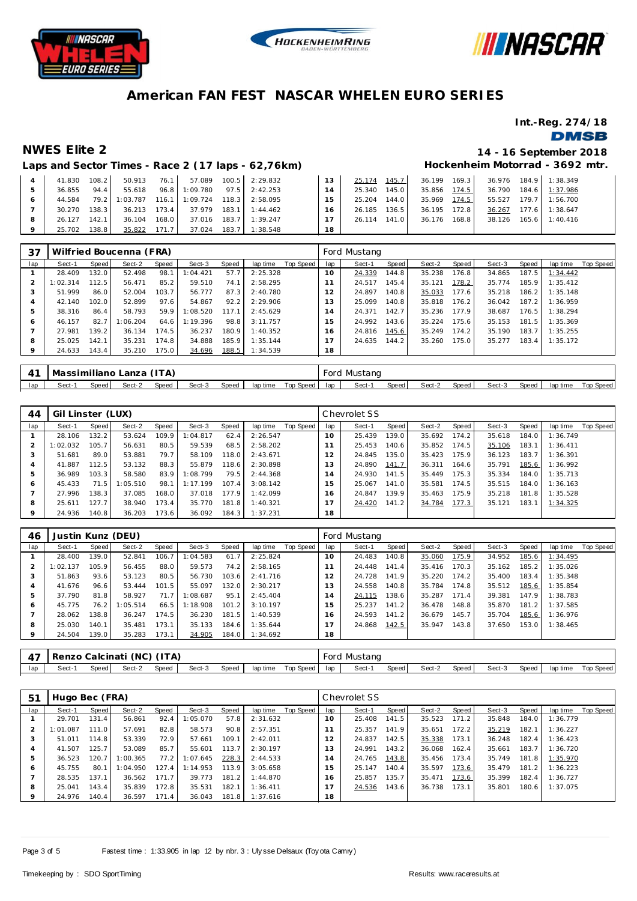# American FAN FEST NASCAR WHELEN EURO SERIES

**Int.-Reg. 274/18**

## NWES Elite 2

**14 - 16 September 2018**

### Laps and Sector Times - Race 2 (17 laps - 62,76km)

**Hockenheim Motorrad - 3692 mtr.**

| lap | Sect-1 | Speed | Sect-2 | Speed | Sect-3 | Speed | lap time | Top Speed | lap | Sect-1 | Speed | Sect-2 | Speed | Sect-3 | Speed | lap time | Top Speed |
|---|---|---|---|---|---|---|---|---|---|---|---|---|---|---|---|---|---|
| 4 | 41.830 | 108.2 | 50.913 | 76.1 | 57.089 | 100.5 | 2:29.832 | | 13 | 25.174 | 145.7 | 36.199 | 169.3 | 36.976 | 184.9 | 1:38.349 | |
| 5 | 36.855 | 94.4 | 55.618 | 96.8 | 1:09.780 | 97.5 | 2:42.253 | | 14 | 25.340 | 145.0 | 35.856 | 174.5 | 36.790 | 184.6 | 1:37.986 | |
| 6 | 44.584 | 79.2 | 1:03.787 | 116.1 | 1:09.724 | 118.3 | 2:58.095 | | 15 | 25.204 | 144.0 | 35.969 | 174.5 | 55.527 | 179.7 | 1:56.700 | |
| 7 | 30.270 | 138.3 | 36.213 | 173.4 | 37.979 | 183.1 | 1:44.462 | | 16 | 26.185 | 136.5 | 36.195 | 172.8 | 36.267 | 177.6 | 1:38.647 | |
| 8 | 26.127 | 142.1 | 36.104 | 168.0 | 37.016 | 183.7 | 1:39.247 | | 17 | 26.114 | 141.0 | 36.176 | 168.8 | 38.126 | 165.6 | 1:40.416 | |
| 9 | 25.702 | 138.8 | 35.822 | 171.7 | 37.024 | 183.7 | 1:38.548 | | 18 | | | | | | | | |

**37 Wilfried Boucenna (FRA)** — Ford Mustang

| lap | Sect-1 | Speed | Sect-2 | Speed | Sect-3 | Speed | lap time | Top Speed | lap | Sect-1 | Speed | Sect-2 | Speed | Sect-3 | Speed | lap time | Top Speed |
|---|---|---|---|---|---|---|---|---|---|---|---|---|---|---|---|---|---|
| 1 | 28.409 | 132.0 | 52.498 | 98.1 | 1:04.421 | 57.7 | 2:25.328 | | 10 | 24.339 | 144.8 | 35.238 | 176.8 | 34.865 | 187.5 | 1:34.442 | |
| 2 | 1:02.314 | 112.5 | 56.471 | 85.2 | 59.510 | 74.1 | 2:58.295 | | 11 | 24.517 | 145.4 | 35.121 | 178.2 | 35.774 | 185.9 | 1:35.412 | |
| 3 | 51.999 | 86.0 | 52.004 | 103.7 | 56.777 | 87.3 | 2:40.780 | | 12 | 24.897 | 140.8 | 35.033 | 177.6 | 35.218 | 186.2 | 1:35.148 | |
| 4 | 42.140 | 102.0 | 52.899 | 97.6 | 54.867 | 92.2 | 2:29.906 | | 13 | 25.099 | 140.8 | 35.818 | 176.2 | 36.042 | 187.2 | 1:36.959 | |
| 5 | 38.316 | 86.4 | 58.793 | 59.9 | 1:08.520 | 117.1 | 2:45.629 | | 14 | 24.371 | 142.7 | 35.236 | 177.9 | 38.687 | 176.5 | 1:38.294 | |
| 6 | 46.157 | 82.7 | 1:06.204 | 64.6 | 1:19.396 | 98.8 | 3:11.757 | | 15 | 24.992 | 143.6 | 35.224 | 175.6 | 35.153 | 181.5 | 1:35.369 | |
| 7 | 27.981 | 139.2 | 36.134 | 174.5 | 36.237 | 180.9 | 1:40.352 | | 16 | 24.816 | 145.6 | 35.249 | 174.2 | 35.190 | 183.7 | 1:35.255 | |
| 8 | 25.025 | 142.1 | 35.231 | 174.8 | 34.888 | 185.9 | 1:35.144 | | 17 | 24.635 | 144.2 | 35.260 | 175.0 | 35.277 | 183.4 | 1:35.172 | |
| 9 | 24.633 | 143.4 | 35.210 | 175.0 | 34.696 | 188.5 | 1:34.539 | | 18 | | | | | | | | |

**41 Massimiliano Lanza (ITA)** — Ford Mustang

| lap | Sect-1 | Speed | Sect-2 | Speed | Sect-3 | Speed | lap time | Top Speed | lap | Sect-1 | Speed | Sect-2 | Speed | Sect-3 | Speed | lap time | Top Speed |
|---|---|---|---|---|---|---|---|---|---|---|---|---|---|---|---|---|---|

**44 Gil Linster (LUX)** — Chevrolet SS

| lap | Sect-1 | Speed | Sect-2 | Speed | Sect-3 | Speed | lap time | Top Speed | lap | Sect-1 | Speed | Sect-2 | Speed | Sect-3 | Speed | lap time | Top Speed |
|---|---|---|---|---|---|---|---|---|---|---|---|---|---|---|---|---|---|
| 1 | 28.106 | 132.2 | 53.624 | 109.9 | 1:04.817 | 62.4 | 2:26.547 | | 10 | 25.439 | 139.0 | 35.692 | 174.2 | 35.618 | 184.0 | 1:36.749 | |
| 2 | 1:02.032 | 105.7 | 56.631 | 80.5 | 59.539 | 68.5 | 2:58.202 | | 11 | 25.453 | 140.6 | 35.852 | 174.5 | 35.106 | 183.1 | 1:36.411 | |
| 3 | 51.681 | 89.0 | 53.881 | 79.7 | 58.109 | 118.0 | 2:43.671 | | 12 | 24.845 | 135.0 | 35.423 | 175.9 | 36.123 | 183.7 | 1:36.391 | |
| 4 | 41.887 | 112.5 | 53.132 | 88.3 | 55.879 | 118.6 | 2:30.898 | | 13 | 24.890 | 141.7 | 36.311 | 164.6 | 35.791 | 185.6 | 1:36.992 | |
| 5 | 36.989 | 103.3 | 58.580 | 83.9 | 1:08.799 | 79.5 | 2:44.368 | | 14 | 24.930 | 141.5 | 35.449 | 175.3 | 35.334 | 184.0 | 1:35.713 | |
| 6 | 45.433 | 71.5 | 1:05.510 | 98.1 | 1:17.199 | 107.4 | 3:08.142 | | 15 | 25.067 | 141.0 | 35.581 | 174.5 | 35.515 | 184.0 | 1:36.163 | |
| 7 | 27.996 | 138.3 | 37.085 | 168.0 | 37.018 | 177.9 | 1:42.099 | | 16 | 24.847 | 139.9 | 35.463 | 175.9 | 35.218 | 181.8 | 1:35.528 | |
| 8 | 25.611 | 127.7 | 38.940 | 173.4 | 35.770 | 181.8 | 1:40.321 | | 17 | 24.420 | 141.2 | 34.784 | 177.3 | 35.121 | 183.1 | 1:34.325 | |
| 9 | 24.936 | 140.8 | 36.203 | 173.6 | 36.092 | 184.3 | 1:37.231 | | 18 | | | | | | | | |

**46 Justin Kunz (DEU)** — Ford Mustang

| lap | Sect-1 | Speed | Sect-2 | Speed | Sect-3 | Speed | lap time | Top Speed | lap | Sect-1 | Speed | Sect-2 | Speed | Sect-3 | Speed | lap time | Top Speed |
|---|---|---|---|---|---|---|---|---|---|---|---|---|---|---|---|---|---|
| 1 | 28.400 | 139.0 | 52.841 | 106.7 | 1:04.583 | 61.7 | 2:25.824 | | 10 | 24.483 | 140.8 | 35.060 | 175.9 | 34.952 | 185.6 | 1:34.495 | |
| 2 | 1:02.137 | 105.9 | 56.455 | 88.0 | 59.573 | 74.2 | 2:58.165 | | 11 | 24.448 | 141.4 | 35.416 | 170.3 | 35.162 | 185.2 | 1:35.026 | |
| 3 | 51.863 | 93.6 | 53.123 | 80.5 | 56.730 | 103.6 | 2:41.716 | | 12 | 24.728 | 141.9 | 35.220 | 174.2 | 35.400 | 183.4 | 1:35.348 | |
| 4 | 41.676 | 96.6 | 53.444 | 101.5 | 55.097 | 132.0 | 2:30.217 | | 13 | 24.558 | 140.8 | 35.784 | 174.8 | 35.512 | 185.6 | 1:35.854 | |
| 5 | 37.790 | 81.8 | 58.927 | 71.7 | 1:08.687 | 95.1 | 2:45.404 | | 14 | 24.115 | 138.6 | 35.287 | 171.4 | 39.381 | 147.9 | 1:38.783 | |
| 6 | 45.775 | 76.2 | 1:05.514 | 66.5 | 1:18.908 | 101.2 | 3:10.197 | | 15 | 25.237 | 141.2 | 36.478 | 148.8 | 35.870 | 181.2 | 1:37.585 | |
| 7 | 28.062 | 138.8 | 36.247 | 174.5 | 36.230 | 181.5 | 1:40.539 | | 16 | 24.593 | 141.2 | 36.679 | 145.7 | 35.704 | 185.6 | 1:36.976 | |
| 8 | 25.030 | 140.1 | 35.481 | 173.1 | 35.133 | 184.6 | 1:35.644 | | 17 | 24.868 | 142.5 | 35.947 | 143.8 | 37.650 | 153.0 | 1:38.465 | |
| 9 | 24.504 | 139.0 | 35.283 | 173.1 | 34.905 | 184.0 | 1:34.692 | | 18 | | | | | | | | |

**47 Renzo Calcinati (NC) (ITA)** — Ford Mustang

| lap | Sect-1 | Speed | Sect-2 | Speed | Sect-3 | Speed | lap time | Top Speed | lap | Sect-1 | Speed | Sect-2 | Speed | Sect-3 | Speed | lap time | Top Speed |
|---|---|---|---|---|---|---|---|---|---|---|---|---|---|---|---|---|---|

**51 Hugo Bec (FRA)** — Chevrolet SS

| lap | Sect-1 | Speed | Sect-2 | Speed | Sect-3 | Speed | lap time | Top Speed | lap | Sect-1 | Speed | Sect-2 | Speed | Sect-3 | Speed | lap time | Top Speed |
|---|---|---|---|---|---|---|---|---|---|---|---|---|---|---|---|---|---|
| 1 | 29.701 | 131.4 | 56.861 | 92.4 | 1:05.070 | 57.8 | 2:31.632 | | 10 | 25.408 | 141.5 | 35.523 | 171.2 | 35.848 | 184.0 | 1:36.779 | |
| 2 | 1:01.087 | 111.0 | 57.691 | 82.8 | 58.573 | 90.8 | 2:57.351 | | 11 | 25.357 | 141.9 | 35.651 | 172.2 | 35.219 | 182.1 | 1:36.227 | |
| 3 | 51.011 | 114.8 | 53.339 | 72.9 | 57.661 | 109.1 | 2:42.011 | | 12 | 24.837 | 142.5 | 35.338 | 173.1 | 36.248 | 182.4 | 1:36.423 | |
| 4 | 41.507 | 125.7 | 53.089 | 85.7 | 55.601 | 113.7 | 2:30.197 | | 13 | 24.991 | 143.2 | 36.068 | 162.4 | 35.661 | 183.7 | 1:36.720 | |
| 5 | 36.523 | 120.7 | 1:00.365 | 77.2 | 1:07.645 | 228.3 | 2:44.533 | | 14 | 24.765 | 143.8 | 35.456 | 173.4 | 35.749 | 181.8 | 1:35.970 | |
| 6 | 45.755 | 80.1 | 1:04.950 | 127.4 | 1:14.953 | 113.9 | 3:05.658 | | 15 | 25.147 | 140.4 | 35.597 | 173.6 | 35.479 | 181.2 | 1:36.223 | |
| 7 | 28.535 | 137.1 | 36.562 | 171.7 | 39.773 | 181.2 | 1:44.870 | | 16 | 25.857 | 135.7 | 35.471 | 173.6 | 35.399 | 182.4 | 1:36.727 | |
| 8 | 25.041 | 143.4 | 35.839 | 172.8 | 35.531 | 182.1 | 1:36.411 | | 17 | 24.536 | 143.6 | 36.738 | 173.1 | 35.801 | 180.6 | 1:37.075 | |
| 9 | 24.976 | 140.4 | 36.597 | 171.4 | 36.043 | 181.8 | 1:37.616 | | 18 | | | | | | | | |

Fastest time : 1:33.905 in lap 12 by nbr. 3 : Ulysse Delsaux (Toyota Camry)

Timekeeping by : SDO SportTiming — Results: www.raceresults.at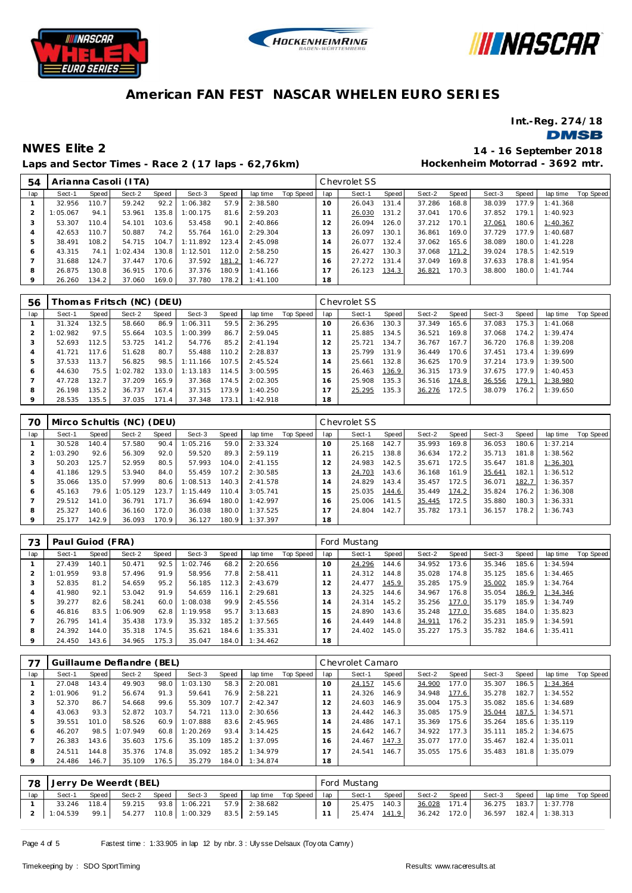# American FAN FEST NASCAR WHELEN EURO SERIES

**Int.-Reg. 274/18**

## NWES Elite 2

**14 - 16 September 2018**

**Laps and Sector Times - Race 2 (17 laps - 62,76km)**

**Hockenheim Motorrad - 3692 mtr.**

| 54 | Arianna Casoli (ITA) | | | | | | | | | | Chevrolet SS | | | | | | | | |
|---|---|---|---|---|---|---|---|---|---|---|---|---|---|---|---|---|---|---|---|
| lap | Sect-1 | Speed | Sect-2 | Speed | Sect-3 | Speed | lap time | Top Speed | lap | Sect-1 | Speed | Sect-2 | Speed | Sect-3 | Speed | lap time | Top Speed |
| 1 | 32.956 | 110.7 | 59.242 | 92.2 | 1:06.382 | 57.9 | 2:38.580 | | 10 | 26.043 | 131.4 | 37.286 | 168.8 | 38.039 | 177.9 | 1:41.368 | |
| 2 | 1:05.067 | 94.1 | 53.961 | 135.8 | 1:00.175 | 81.6 | 2:59.203 | | 11 | 26.030 | 131.2 | 37.041 | 170.6 | 37.852 | 179.1 | 1:40.923 | |
| 3 | 53.307 | 110.4 | 54.101 | 103.6 | 53.458 | 90.1 | 2:40.866 | | 12 | 26.094 | 126.0 | 37.212 | 170.1 | 37.061 | 180.6 | 1:40.367 | |
| 4 | 42.653 | 110.7 | 50.887 | 74.2 | 55.764 | 161.0 | 2:29.304 | | 13 | 26.097 | 130.1 | 36.861 | 169.0 | 37.729 | 177.9 | 1:40.687 | |
| 5 | 38.491 | 108.2 | 54.715 | 104.7 | 1:11.892 | 123.4 | 2:45.098 | | 14 | 26.077 | 132.4 | 37.062 | 165.6 | 38.089 | 180.0 | 1:41.228 | |
| 6 | 43.315 | 74.1 | 1:02.434 | 130.8 | 1:12.501 | 112.0 | 2:58.250 | | 15 | 26.427 | 130.3 | 37.068 | 171.2 | 39.024 | 178.5 | 1:42.519 | |
| 7 | 31.688 | 124.7 | 37.447 | 170.6 | 37.592 | 181.2 | 1:46.727 | | 16 | 27.272 | 131.4 | 37.049 | 169.8 | 37.633 | 178.8 | 1:41.954 | |
| 8 | 26.875 | 130.8 | 36.915 | 170.6 | 37.376 | 180.9 | 1:41.166 | | 17 | 26.123 | 134.3 | 36.821 | 170.3 | 38.800 | 180.0 | 1:41.744 | |
| 9 | 26.260 | 134.2 | 37.060 | 169.0 | 37.780 | 178.2 | 1:41.100 | | 18 | | | | | | | | |

| 56 | Thomas Fritsch (NC) (DEU) | | | | | | | | | | Chevrolet SS | | | | | | | | |
|---|---|---|---|---|---|---|---|---|---|---|---|---|---|---|---|---|---|---|---|
| lap | Sect-1 | Speed | Sect-2 | Speed | Sect-3 | Speed | lap time | Top Speed | lap | Sect-1 | Speed | Sect-2 | Speed | Sect-3 | Speed | lap time | Top Speed |
| 1 | 31.324 | 132.5 | 58.660 | 86.9 | 1:06.311 | 59.5 | 2:36.295 | | 10 | 26.636 | 130.3 | 37.349 | 165.6 | 37.083 | 175.3 | 1:41.068 | |
| 2 | 1:02.982 | 97.5 | 55.664 | 103.5 | 1:00.399 | 86.7 | 2:59.045 | | 11 | 25.885 | 134.5 | 36.521 | 169.8 | 37.068 | 174.2 | 1:39.474 | |
| 3 | 52.693 | 112.5 | 53.725 | 141.2 | 54.776 | 85.2 | 2:41.194 | | 12 | 25.721 | 134.7 | 36.767 | 167.7 | 36.720 | 176.8 | 1:39.208 | |
| 4 | 41.721 | 117.6 | 51.628 | 80.7 | 55.488 | 110.2 | 2:28.837 | | 13 | 25.799 | 131.9 | 36.449 | 170.6 | 37.451 | 173.4 | 1:39.699 | |
| 5 | 37.533 | 113.7 | 56.825 | 98.5 | 1:11.166 | 107.5 | 2:45.524 | | 14 | 25.661 | 132.8 | 36.625 | 170.9 | 37.214 | 173.9 | 1:39.500 | |
| 6 | 44.630 | 75.5 | 1:02.782 | 133.0 | 1:13.183 | 114.5 | 3:00.595 | | 15 | 26.463 | 136.9 | 36.315 | 173.9 | 37.675 | 177.9 | 1:40.453 | |
| 7 | 47.728 | 132.7 | 37.209 | 165.9 | 37.368 | 174.5 | 2:02.305 | | 16 | 25.908 | 135.3 | 36.516 | 174.8 | 36.556 | 179.1 | 1:38.980 | |
| 8 | 26.198 | 135.2 | 36.737 | 167.4 | 37.315 | 173.9 | 1:40.250 | | 17 | 25.295 | 135.3 | 36.276 | 172.5 | 38.079 | 176.2 | 1:39.650 | |
| 9 | 28.535 | 135.5 | 37.035 | 171.4 | 37.348 | 173.1 | 1:42.918 | | 18 | | | | | | | | |

| 70 | Mirco Schultis (NC) (DEU) | | | | | | | | | | Chevrolet SS | | | | | | | | |
|---|---|---|---|---|---|---|---|---|---|---|---|---|---|---|---|---|---|---|---|
| lap | Sect-1 | Speed | Sect-2 | Speed | Sect-3 | Speed | lap time | Top Speed | lap | Sect-1 | Speed | Sect-2 | Speed | Sect-3 | Speed | lap time | Top Speed |
| 1 | 30.528 | 140.4 | 57.580 | 90.4 | 1:05.216 | 59.0 | 2:33.324 | | 10 | 25.168 | 142.7 | 35.993 | 169.8 | 36.053 | 180.6 | 1:37.214 | |
| 2 | 1:03.290 | 92.6 | 56.309 | 92.0 | 59.520 | 89.3 | 2:59.119 | | 11 | 26.215 | 138.8 | 36.634 | 172.2 | 35.713 | 181.8 | 1:38.562 | |
| 3 | 50.203 | 125.7 | 52.959 | 80.5 | 57.993 | 104.0 | 2:41.155 | | 12 | 24.983 | 142.5 | 35.671 | 172.5 | 35.647 | 181.8 | 1:36.301 | |
| 4 | 41.186 | 129.5 | 53.940 | 84.0 | 55.459 | 107.2 | 2:30.585 | | 13 | 24.703 | 143.6 | 36.168 | 161.9 | 35.641 | 182.1 | 1:36.512 | |
| 5 | 35.066 | 135.0 | 57.999 | 80.6 | 1:08.513 | 140.3 | 2:41.578 | | 14 | 24.829 | 143.4 | 35.457 | 172.5 | 36.071 | 182.7 | 1:36.357 | |
| 6 | 45.163 | 79.6 | 1:05.129 | 123.7 | 1:15.449 | 110.4 | 3:05.741 | | 15 | 25.035 | 144.6 | 35.449 | 174.2 | 35.824 | 176.2 | 1:36.308 | |
| 7 | 29.512 | 141.0 | 36.791 | 171.7 | 36.694 | 180.0 | 1:42.997 | | 16 | 25.006 | 141.5 | 35.445 | 172.5 | 35.880 | 180.3 | 1:36.331 | |
| 8 | 25.327 | 140.6 | 36.160 | 172.0 | 36.038 | 180.0 | 1:37.525 | | 17 | 24.804 | 142.7 | 35.782 | 173.1 | 36.157 | 178.2 | 1:36.743 | |
| 9 | 25.177 | 142.9 | 36.093 | 170.9 | 36.127 | 180.9 | 1:37.397 | | 18 | | | | | | | | |

| 73 | Paul Guiod (FRA) | | | | | | | | | | Ford Mustang | | | | | | | | |
|---|---|---|---|---|---|---|---|---|---|---|---|---|---|---|---|---|---|---|---|
| lap | Sect-1 | Speed | Sect-2 | Speed | Sect-3 | Speed | lap time | Top Speed | lap | Sect-1 | Speed | Sect-2 | Speed | Sect-3 | Speed | lap time | Top Speed |
| 1 | 27.439 | 140.1 | 50.471 | 92.5 | 1:02.746 | 68.2 | 2:20.656 | | 10 | 24.296 | 144.6 | 34.952 | 173.6 | 35.346 | 185.6 | 1:34.594 | |
| 2 | 1:01.959 | 93.8 | 57.496 | 91.9 | 58.956 | 77.8 | 2:58.411 | | 11 | 24.312 | 144.8 | 35.028 | 174.8 | 35.125 | 185.6 | 1:34.465 | |
| 3 | 52.835 | 81.2 | 54.659 | 95.2 | 56.185 | 112.3 | 2:43.679 | | 12 | 24.477 | 145.9 | 35.285 | 175.9 | 35.002 | 185.9 | 1:34.764 | |
| 4 | 41.980 | 92.1 | 53.042 | 91.9 | 54.659 | 116.1 | 2:29.681 | | 13 | 24.325 | 144.6 | 34.967 | 176.8 | 35.054 | 186.9 | 1:34.346 | |
| 5 | 39.277 | 82.6 | 58.241 | 60.0 | 1:08.038 | 99.9 | 2:45.556 | | 14 | 24.314 | 145.2 | 35.256 | 177.0 | 35.179 | 185.9 | 1:34.749 | |
| 6 | 46.816 | 83.5 | 1:06.909 | 62.8 | 1:19.958 | 95.7 | 3:13.683 | | 15 | 24.890 | 143.6 | 35.248 | 177.0 | 35.685 | 184.0 | 1:35.823 | |
| 7 | 26.795 | 141.4 | 35.438 | 173.9 | 35.332 | 185.2 | 1:37.565 | | 16 | 24.449 | 144.8 | 34.911 | 176.2 | 35.231 | 185.9 | 1:34.591 | |
| 8 | 24.392 | 144.0 | 35.318 | 174.5 | 35.621 | 184.6 | 1:35.331 | | 17 | 24.402 | 145.0 | 35.227 | 175.3 | 35.782 | 184.6 | 1:35.411 | |
| 9 | 24.450 | 143.6 | 34.965 | 175.3 | 35.047 | 184.0 | 1:34.462 | | 18 | | | | | | | | |

| 77 | Guillaume Deflandre (BEL) | | | | | | | | | | Chevrolet Camaro | | | | | | | | |
|---|---|---|---|---|---|---|---|---|---|---|---|---|---|---|---|---|---|---|---|
| lap | Sect-1 | Speed | Sect-2 | Speed | Sect-3 | Speed | lap time | Top Speed | lap | Sect-1 | Speed | Sect-2 | Speed | Sect-3 | Speed | lap time | Top Speed |
| 1 | 27.048 | 143.4 | 49.903 | 98.0 | 1:03.130 | 58.3 | 2:20.081 | | 10 | 24.157 | 145.6 | 34.900 | 177.0 | 35.307 | 186.5 | 1:34.364 | |
| 2 | 1:01.906 | 91.2 | 56.674 | 91.3 | 59.641 | 76.9 | 2:58.221 | | 11 | 24.326 | 146.9 | 34.948 | 177.6 | 35.278 | 182.7 | 1:34.552 | |
| 3 | 52.370 | 86.7 | 54.668 | 99.6 | 55.309 | 107.7 | 2:42.347 | | 12 | 24.603 | 146.9 | 35.004 | 175.3 | 35.082 | 185.6 | 1:34.689 | |
| 4 | 43.063 | 93.3 | 52.872 | 103.7 | 54.721 | 113.0 | 2:30.656 | | 13 | 24.442 | 146.3 | 35.085 | 175.9 | 35.044 | 187.5 | 1:34.571 | |
| 5 | 39.551 | 101.0 | 58.526 | 60.9 | 1:07.888 | 83.6 | 2:45.965 | | 14 | 24.486 | 147.1 | 35.369 | 175.6 | 35.264 | 185.6 | 1:35.119 | |
| 6 | 46.207 | 98.5 | 1:07.949 | 60.8 | 1:20.269 | 93.4 | 3:14.425 | | 15 | 24.642 | 146.7 | 34.922 | 177.3 | 35.111 | 185.2 | 1:34.675 | |
| 7 | 26.383 | 143.6 | 35.603 | 175.6 | 35.109 | 185.2 | 1:37.095 | | 16 | 24.467 | 147.3 | 35.077 | 177.0 | 35.467 | 182.4 | 1:35.011 | |
| 8 | 24.511 | 144.8 | 35.376 | 174.8 | 35.092 | 185.2 | 1:34.979 | | 17 | 24.541 | 146.7 | 35.055 | 175.6 | 35.483 | 181.8 | 1:35.079 | |
| 9 | 24.486 | 146.7 | 35.109 | 176.5 | 35.279 | 184.0 | 1:34.874 | | 18 | | | | | | | | |

| 78 | Jerry De Weerdt (BEL) | | | | | | | | | | Ford Mustang | | | | | | | | |
|---|---|---|---|---|---|---|---|---|---|---|---|---|---|---|---|---|---|---|---|
| lap | Sect-1 | Speed | Sect-2 | Speed | Sect-3 | Speed | lap time | Top Speed | lap | Sect-1 | Speed | Sect-2 | Speed | Sect-3 | Speed | lap time | Top Speed |
| 1 | 33.246 | 118.4 | 59.215 | 93.8 | 1:06.221 | 57.9 | 2:38.682 | | 10 | 25.475 | 140.3 | 36.028 | 171.4 | 36.275 | 183.7 | 1:37.778 | |
| 2 | 1:04.539 | 99.1 | 54.277 | 110.8 | 1:00.329 | 83.5 | 2:59.145 | | 11 | 25.474 | 141.9 | 36.242 | 172.0 | 36.597 | 182.4 | 1:38.313 | |

Fastest time : 1:33.905 in lap 12 by nbr. 3 : Ulysse Delsaux (Toyota Camry)

Timekeeping by : SDO SportTiming

Results: www.raceresults.at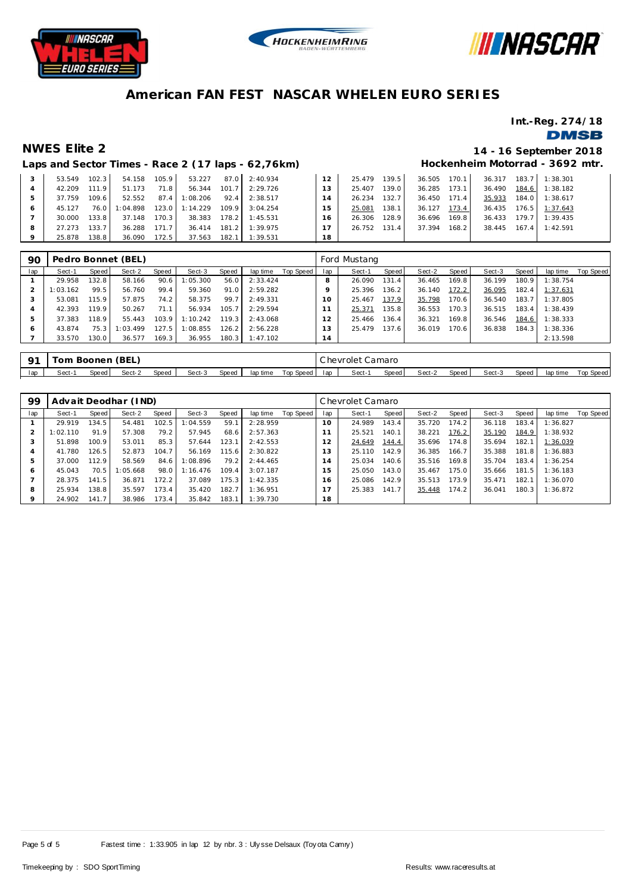## American FAN FEST NASCAR WHELEN EURO SERIES

**Int.-Reg. 274/18**

**DMSB**

## NWES Elite 2

**14 - 16 September 2018**

### Laps and Sector Times - Race 2 (17 laps - 62,76km)

**Hockenheim Motorrad - 3692 mtr.**

| lap | Sect-1 | Speed | Sect-2 | Speed | Sect-3 | Speed | lap time | Top Speed | lap | Sect-1 | Speed | Sect-2 | Speed | Sect-3 | Speed | lap time | Top Speed |
|---|---|---|---|---|---|---|---|---|---|---|---|---|---|---|---|---|---|
| 3 | 53.549 | 102.3 | 54.158 | 105.9 | 53.227 | 87.0 | 2:40.934 | | 12 | 25.479 | 139.5 | 36.505 | 170.1 | 36.317 | 183.7 | 1:38.301 | |
| 4 | 42.209 | 111.9 | 51.173 | 71.8 | 56.344 | 101.7 | 2:29.726 | | 13 | 25.407 | 139.0 | 36.285 | 173.1 | 36.490 | 184.6 | 1:38.182 | |
| 5 | 37.759 | 109.6 | 52.552 | 87.4 | 1:08.206 | 92.4 | 2:38.517 | | 14 | 26.234 | 132.7 | 36.450 | 171.4 | 35.933 | 184.0 | 1:38.617 | |
| 6 | 45.127 | 76.0 | 1:04.898 | 123.0 | 1:14.229 | 109.9 | 3:04.254 | | 15 | 25.081 | 138.1 | 36.127 | 173.4 | 36.435 | 176.5 | 1:37.643 | |
| 7 | 30.000 | 133.8 | 37.148 | 170.3 | 38.383 | 178.2 | 1:45.531 | | 16 | 26.306 | 128.9 | 36.696 | 169.8 | 36.433 | 179.7 | 1:39.435 | |
| 8 | 27.273 | 133.7 | 36.288 | 171.7 | 36.414 | 181.2 | 1:39.975 | | 17 | 26.752 | 131.4 | 37.394 | 168.2 | 38.445 | 167.4 | 1:42.591 | |
| 9 | 25.878 | 138.8 | 36.090 | 172.5 | 37.563 | 182.1 | 1:39.531 | | 18 | | | | | | | | |

**90 Pedro Bonnet (BEL)** — Ford Mustang

| lap | Sect-1 | Speed | Sect-2 | Speed | Sect-3 | Speed | lap time | Top Speed | lap | Sect-1 | Speed | Sect-2 | Speed | Sect-3 | Speed | lap time | Top Speed |
|---|---|---|---|---|---|---|---|---|---|---|---|---|---|---|---|---|---|
| 1 | 29.958 | 132.8 | 58.166 | 90.6 | 1:05.300 | 56.0 | 2:33.424 | | 8 | 26.090 | 131.4 | 36.465 | 169.8 | 36.199 | 180.9 | 1:38.754 | |
| 2 | 1:03.162 | 99.5 | 56.760 | 99.4 | 59.360 | 91.0 | 2:59.282 | | 9 | 25.396 | 136.2 | 36.140 | 172.2 | 36.095 | 182.4 | 1:37.631 | |
| 3 | 53.081 | 115.9 | 57.875 | 74.2 | 58.375 | 99.7 | 2:49.331 | | 10 | 25.467 | 137.9 | 35.798 | 170.6 | 36.540 | 183.7 | 1:37.805 | |
| 4 | 42.393 | 119.9 | 50.267 | 71.1 | 56.934 | 105.7 | 2:29.594 | | 11 | 25.371 | 135.8 | 36.553 | 170.3 | 36.515 | 183.4 | 1:38.439 | |
| 5 | 37.383 | 118.9 | 55.443 | 103.9 | 1:10.242 | 119.3 | 2:43.068 | | 12 | 25.466 | 136.4 | 36.321 | 169.8 | 36.546 | 184.6 | 1:38.333 | |
| 6 | 43.874 | 75.3 | 1:03.499 | 127.5 | 1:08.855 | 126.2 | 2:56.228 | | 13 | 25.479 | 137.6 | 36.019 | 170.6 | 36.838 | 184.3 | 1:38.336 | |
| 7 | 33.570 | 130.0 | 36.577 | 169.3 | 36.955 | 180.3 | 1:47.102 | | 14 | | | | | | | 2:13.598 | |

**91 Tom Boonen (BEL)** — Chevrolet Camaro

| lap | Sect-1 | Speed | Sect-2 | Speed | Sect-3 | Speed | lap time | Top Speed | lap | Sect-1 | Speed | Sect-2 | Speed | Sect-3 | Speed | lap time | Top Speed |
|---|---|---|---|---|---|---|---|---|---|---|---|---|---|---|---|---|---|

**99 Advait Deodhar (IND)** — Chevrolet Camaro

| lap | Sect-1 | Speed | Sect-2 | Speed | Sect-3 | Speed | lap time | Top Speed | lap | Sect-1 | Speed | Sect-2 | Speed | Sect-3 | Speed | lap time | Top Speed |
|---|---|---|---|---|---|---|---|---|---|---|---|---|---|---|---|---|---|
| 1 | 29.919 | 134.5 | 54.481 | 102.5 | 1:04.559 | 59.1 | 2:28.959 | | 10 | 24.989 | 143.4 | 35.720 | 174.2 | 36.118 | 183.4 | 1:36.827 | |
| 2 | 1:02.110 | 91.9 | 57.308 | 79.2 | 57.945 | 68.6 | 2:57.363 | | 11 | 25.521 | 140.1 | 38.221 | 176.2 | 35.190 | 184.9 | 1:38.932 | |
| 3 | 51.898 | 100.9 | 53.011 | 85.3 | 57.644 | 123.1 | 2:42.553 | | 12 | 24.649 | 144.4 | 35.696 | 174.8 | 35.694 | 182.1 | 1:36.039 | |
| 4 | 41.780 | 126.5 | 52.873 | 104.7 | 56.169 | 115.6 | 2:30.822 | | 13 | 25.110 | 142.9 | 36.385 | 166.7 | 35.388 | 181.8 | 1:36.883 | |
| 5 | 37.000 | 112.9 | 58.569 | 84.6 | 1:08.896 | 79.2 | 2:44.465 | | 14 | 25.034 | 140.6 | 35.516 | 169.8 | 35.704 | 183.4 | 1:36.254 | |
| 6 | 45.043 | 70.5 | 1:05.668 | 98.0 | 1:16.476 | 109.4 | 3:07.187 | | 15 | 25.050 | 143.0 | 35.467 | 175.0 | 35.666 | 181.5 | 1:36.183 | |
| 7 | 28.375 | 141.5 | 36.871 | 172.2 | 37.089 | 175.3 | 1:42.335 | | 16 | 25.086 | 142.9 | 35.513 | 173.9 | 35.471 | 182.1 | 1:36.070 | |
| 8 | 25.934 | 138.8 | 35.597 | 173.4 | 35.420 | 182.7 | 1:36.951 | | 17 | 25.383 | 141.7 | 35.448 | 174.2 | 36.041 | 180.3 | 1:36.872 | |
| 9 | 24.902 | 141.7 | 38.986 | 173.4 | 35.842 | 183.1 | 1:39.730 | | 18 | | | | | | | | |

Fastest time : 1:33.905 in lap 12 by nbr. 3 : Ulysse Delsaux (Toyota Camry)

Timekeeping by : SDO SportTiming

Results: www.raceresults.at